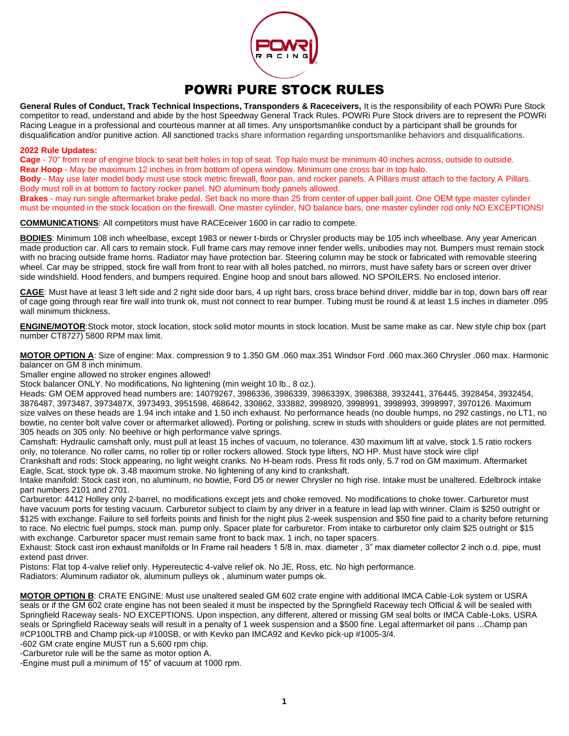# POWRi PURE STOCK RULES

**General Rules of Conduct, Track Technical Inspections, Transponders & Raceceivers,** It is the responsibility of each POWRi Pure Stock competitor to read, understand and abide by the host Speedway General Track Rules. POWRi Pure Stock drivers are to represent the POWRi Racing League in a professional and courteous manner at all times. Any unsportsmanlike conduct by a participant shall be grounds for disqualification and/or punitive action. All sanctioned tracks share information regarding unsportsmanlike behaviors and disqualifications.

**2022 Rule Updates:**

**Cage** - 70" from rear of engine block to seat belt holes in top of seat. Top halo must be minimum 40 inches across, outside to outside.
**Rear Hoop** - May be maximum 12 inches in from bottom of opera window. Minimum one cross bar in top halo.
**Body** - May use later model body must use stock metric firewall, floor pan, and rocker panels. A Pillars must attach to the factory A Pillars. Body must roll in at bottom to factory rocker panel. NO aluminum body panels allowed.
**Brakes** - may run single aftermarket brake pedal. Set back no more than 25 from center of upper ball joint. One OEM type master cylinder must be mounted in the stock location on the firewall. One master cylinder, NO balance bars, one master cylinder rod only NO EXCEPTIONS!

**COMMUNICATIONS**: All competitors must have RACEceiver 1600 in car radio to compete.

**BODIES**: Minimum 108 inch wheelbase, except 1983 or newer t-birds or Chrysler products may be 105 inch wheelbase. Any year American made production car. All cars to remain stock. Full frame cars may remove inner fender wells, unibodies may not. Bumpers must remain stock with no bracing outside frame horns. Radiator may have protection bar. Steering column may be stock or fabricated with removable steering wheel. Car may be stripped, stock fire wall from front to rear with all holes patched, no mirrors, must have safety bars or screen over driver side windshield. Hood fenders, and bumpers required. Engine hoop and snout bars allowed. NO SPOILERS. No enclosed interior.

**CAGE**: Must have at least 3 left side and 2 right side door bars, 4 up right bars, cross brace behind driver, middle bar in top, down bars off rear of cage going through rear fire wall into trunk ok, must not connect to rear bumper. Tubing must be round & at least 1.5 inches in diameter .095 wall minimum thickness.

**ENGINE/MOTOR**:Stock motor, stock location, stock solid motor mounts in stock location. Must be same make as car. New style chip box (part number CT8727) 5800 RPM max limit.

**MOTOR OPTION A**: Size of engine: Max. compression 9 to 1.350 GM .060 max.351 Windsor Ford .060 max.360 Chrysler .060 max. Harmonic balancer on GM 8 inch minimum.

Smaller engine allowed no stroker engines allowed!

Stock balancer ONLY. No modifications, No lightening (min weight 10 lb., 8 oz.).

Heads: GM OEM approved head numbers are: 14079267, 3986336, 3986339, 3986339X, 3986388, 3932441, 376445, 3928454, 3932454, 3876487, 3973487, 3973487X, 3973493, 3951598, 468642, 330862, 333882, 3998920, 3998991, 3998993, 3998997, 3970126. Maximum size valves on these heads are 1.94 inch intake and 1.50 inch exhaust. No performance heads (no double humps, no 292 castings, no LT1, no bowtie, no center bolt valve cover or aftermarket allowed). Porting or polishing, screw in studs with shoulders or guide plates are not permitted. 305 heads on 305 only. No beehive or high performance valve springs.

Camshaft: Hydraulic camshaft only, must pull at least 15 inches of vacuum, no tolerance. 430 maximum lift at valve, stock 1.5 ratio rockers only, no tolerance. No roller cams, no roller tip or roller rockers allowed. Stock type lifters, NO HP. Must have stock wire clip!

Crankshaft and rods: Stock appearing, no light weight cranks. No H-beam rods. Press fit rods only, 5.7 rod on GM maximum. Aftermarket Eagle, Scat, stock type ok. 3.48 maximum stroke. No lightening of any kind to crankshaft.

Intake manifold: Stock cast iron, no aluminum, no bowtie, Ford D5 or newer Chrysler no high rise. Intake must be unaltered. Edelbrock intake part numbers 2101 and 2701.

Carburetor: 4412 Holley only 2-barrel, no modifications except jets and choke removed. No modifications to choke tower. Carburetor must have vacuum ports for testing vacuum. Carburetor subject to claim by any driver in a feature in lead lap with winner. Claim is $250 outright or $125 with exchange. Failure to sell forfeits points and finish for the night plus 2-week suspension and $50 fine paid to a charity before returning to race. No electric fuel pumps, stock man. pump only. Spacer plate for carburetor. From intake to carburetor only claim $25 outright or $15 with exchange. Carburetor spacer must remain same front to back max. 1 inch, no taper spacers.

Exhaust: Stock cast iron exhaust manifolds or In Frame rail headers 1 5/8 in. max. diameter , 3" max diameter collector 2 inch o.d. pipe, must extend past driver.

Pistons: Flat top 4-valve relief only. Hypereutectic 4-valve relief ok. No JE, Ross, etc. No high performance.

Radiators: Aluminum radiator ok, aluminum pulleys ok , aluminum water pumps ok.

**MOTOR OPTION B**: CRATE ENGINE: Must use unaltered sealed GM 602 crate engine with additional IMCA Cable-Lok system or USRA seals or if the GM 602 crate engine has not been sealed it must be inspected by the Springfield Raceway tech Official & will be sealed with Springfield Raceway seals- NO EXCEPTIONS. Upon inspection, any different, altered or missing GM seal bolts or IMCA Cable-Loks, USRA seals or Springfield Raceway seals will result in a penalty of 1 week suspension and a $500 fine. Legal aftermarket oil pans ...Champ pan #CP100LTRB and Champ pick-up #100SB, or with Kevko pan IMCA92 and Kevko pick-up #1005-3/4.

-602 GM crate engine MUST run a 5,600 rpm chip.

-Carburetor rule will be the same as motor option A.

-Engine must pull a minimum of 15" of vacuum at 1000 rpm.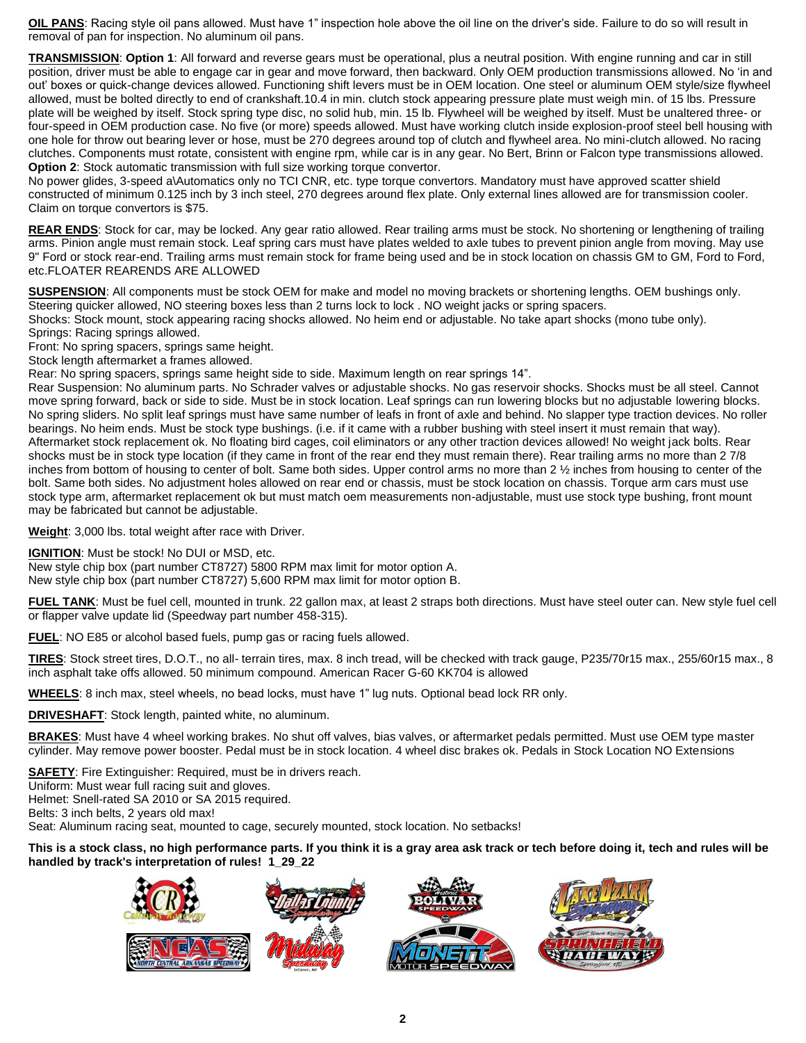**OIL PANS**: Racing style oil pans allowed. Must have 1" inspection hole above the oil line on the driver's side. Failure to do so will result in removal of pan for inspection. No aluminum oil pans.

**TRANSMISSION**: **Option 1**: All forward and reverse gears must be operational, plus a neutral position. With engine running and car in still position, driver must be able to engage car in gear and move forward, then backward. Only OEM production transmissions allowed. No 'in and out' boxes or quick-change devices allowed. Functioning shift levers must be in OEM location. One steel or aluminum OEM style/size flywheel allowed, must be bolted directly to end of crankshaft.10.4 in min. clutch stock appearing pressure plate must weigh min. of 15 lbs. Pressure plate will be weighed by itself. Stock spring type disc, no solid hub, min. 15 lb. Flywheel will be weighed by itself. Must be unaltered three- or four-speed in OEM production case. No five (or more) speeds allowed. Must have working clutch inside explosion-proof steel bell housing with one hole for throw out bearing lever or hose, must be 270 degrees around top of clutch and flywheel area. No mini-clutch allowed. No racing clutches. Components must rotate, consistent with engine rpm, while car is in any gear. No Bert, Brinn or Falcon type transmissions allowed.
**Option 2**: Stock automatic transmission with full size working torque convertor.
No power glides, 3-speed a\Automatics only no TCI CNR, etc. type torque convertors. Mandatory must have approved scatter shield constructed of minimum 0.125 inch by 3 inch steel, 270 degrees around flex plate. Only external lines allowed are for transmission cooler. Claim on torque convertors is $75.

**REAR ENDS**: Stock for car, may be locked. Any gear ratio allowed. Rear trailing arms must be stock. No shortening or lengthening of trailing arms. Pinion angle must remain stock. Leaf spring cars must have plates welded to axle tubes to prevent pinion angle from moving. May use 9" Ford or stock rear-end. Trailing arms must remain stock for frame being used and be in stock location on chassis GM to GM, Ford to Ford, etc.FLOATER REARENDS ARE ALLOWED

**SUSPENSION**: All components must be stock OEM for make and model no moving brackets or shortening lengths. OEM bushings only. Steering quicker allowed, NO steering boxes less than 2 turns lock to lock . NO weight jacks or spring spacers.
Shocks: Stock mount, stock appearing racing shocks allowed. No heim end or adjustable. No take apart shocks (mono tube only).
Springs: Racing springs allowed.
Front: No spring spacers, springs same height.
Stock length aftermarket a frames allowed.
Rear: No spring spacers, springs same height side to side. Maximum length on rear springs 14".
Rear Suspension: No aluminum parts. No Schrader valves or adjustable shocks. No gas reservoir shocks. Shocks must be all steel. Cannot move spring forward, back or side to side. Must be in stock location. Leaf springs can run lowering blocks but no adjustable lowering blocks. No spring sliders. No split leaf springs must have same number of leafs in front of axle and behind. No slapper type traction devices. No roller bearings. No heim ends. Must be stock type bushings. (i.e. if it came with a rubber bushing with steel insert it must remain that way). Aftermarket stock replacement ok. No floating bird cages, coil eliminators or any other traction devices allowed! No weight jack bolts. Rear shocks must be in stock type location (if they came in front of the rear end they must remain there). Rear trailing arms no more than 2 7/8 inches from bottom of housing to center of bolt. Same both sides. Upper control arms no more than 2 ½ inches from housing to center of the bolt. Same both sides. No adjustment holes allowed on rear end or chassis, must be stock location on chassis. Torque arm cars must use stock type arm, aftermarket replacement ok but must match oem measurements non-adjustable, must use stock type bushing, front mount may be fabricated but cannot be adjustable.

**Weight**: 3,000 lbs. total weight after race with Driver.

**IGNITION**: Must be stock! No DUI or MSD, etc.
New style chip box (part number CT8727) 5800 RPM max limit for motor option A.
New style chip box (part number CT8727) 5,600 RPM max limit for motor option B.

**FUEL TANK**: Must be fuel cell, mounted in trunk. 22 gallon max, at least 2 straps both directions. Must have steel outer can. New style fuel cell or flapper valve update lid (Speedway part number 458-315).

**FUEL**: NO E85 or alcohol based fuels, pump gas or racing fuels allowed.

**TIRES**: Stock street tires, D.O.T., no all- terrain tires, max. 8 inch tread, will be checked with track gauge, P235/70r15 max., 255/60r15 max., 8 inch asphalt take offs allowed. 50 minimum compound. American Racer G-60 KK704 is allowed

**WHEELS**: 8 inch max, steel wheels, no bead locks, must have 1" lug nuts. Optional bead lock RR only.

**DRIVESHAFT**: Stock length, painted white, no aluminum.

**BRAKES**: Must have 4 wheel working brakes. No shut off valves, bias valves, or aftermarket pedals permitted. Must use OEM type master cylinder. May remove power booster. Pedal must be in stock location. 4 wheel disc brakes ok. Pedals in Stock Location NO Extensions

**SAFETY**: Fire Extinguisher: Required, must be in drivers reach.
Uniform: Must wear full racing suit and gloves.
Helmet: Snell-rated SA 2010 or SA 2015 required.
Belts: 3 inch belts, 2 years old max!
Seat: Aluminum racing seat, mounted to cage, securely mounted, stock location. No setbacks!

**This is a stock class, no high performance parts. If you think it is a gray area ask track or tech before doing it, tech and rules will be handled by track's interpretation of rules! 1_29_22**